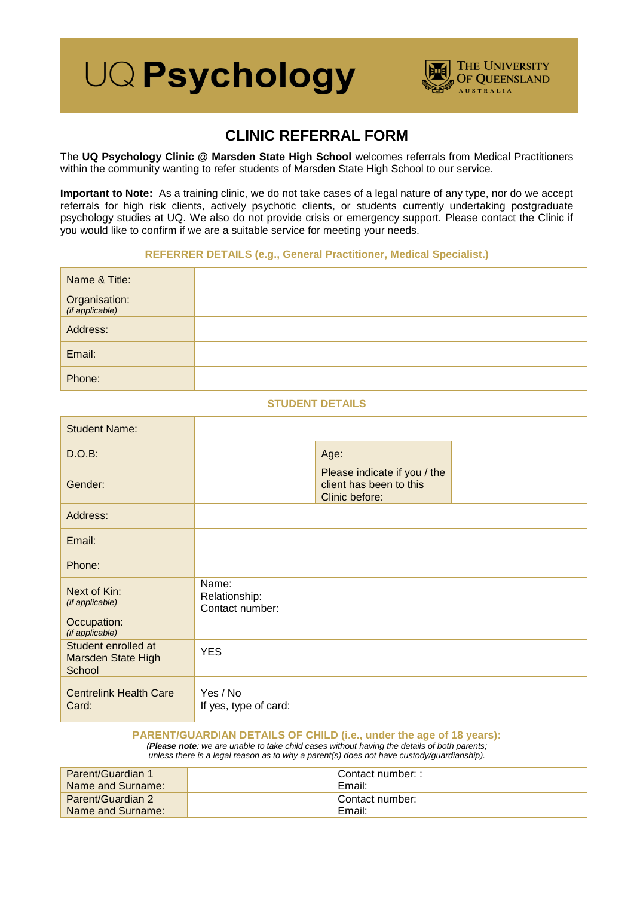UQ **Psychology**

THE UNIVERSITY OF QUEENSLAND AUSTRALIA

# CLINIC REFERRAL FORM

The **UQ Psychology Clinic @ Marsden State High School** welcomes referrals from Medical Practitioners within the community wanting to refer students of Marsden State High School to our service.

**Important to Note:** As a training clinic, we do not take cases of a legal nature of any type, nor do we accept referrals for high risk clients, actively psychotic clients, or students currently undertaking postgraduate psychology studies at UQ. We also do not provide crisis or emergency support. Please contact the Clinic if you would like to confirm if we are a suitable service for meeting your needs.

### REFERRER DETAILS (e.g., General Practitioner, Medical Specialist.)

| | |
|---|---|
| Name & Title: | |
| Organisation: *(if applicable)* | |
| Address: | |
| Email: | |
| Phone: | |

### STUDENT DETAILS

| | | | |
|---|---|---|---|
| Student Name: | | | |
| D.O.B: | | Age: | |
| Gender: | | Please indicate if you / the client has been to this Clinic before: | |
| Address: | | | |
| Email: | | | |
| Phone: | | | |
| Next of Kin: *(if applicable)* | Name: Relationship: Contact number: | | |
| Occupation: *(if applicable)* | | | |
| Student enrolled at Marsden State High School | YES | | |
| Centrelink Health Care Card: | Yes / No If yes, type of card: | | |

### PARENT/GUARDIAN DETAILS OF CHILD (i.e., under the age of 18 years):

*(**Please note**: we are unable to take child cases without having the details of both parents; unless there is a legal reason as to why a parent(s) does not have custody/guardianship).*

| | | |
|---|---|---|
| Parent/Guardian 1 Name and Surname: | | Contact number: : Email: |
| Parent/Guardian 2 Name and Surname: | | Contact number: Email: |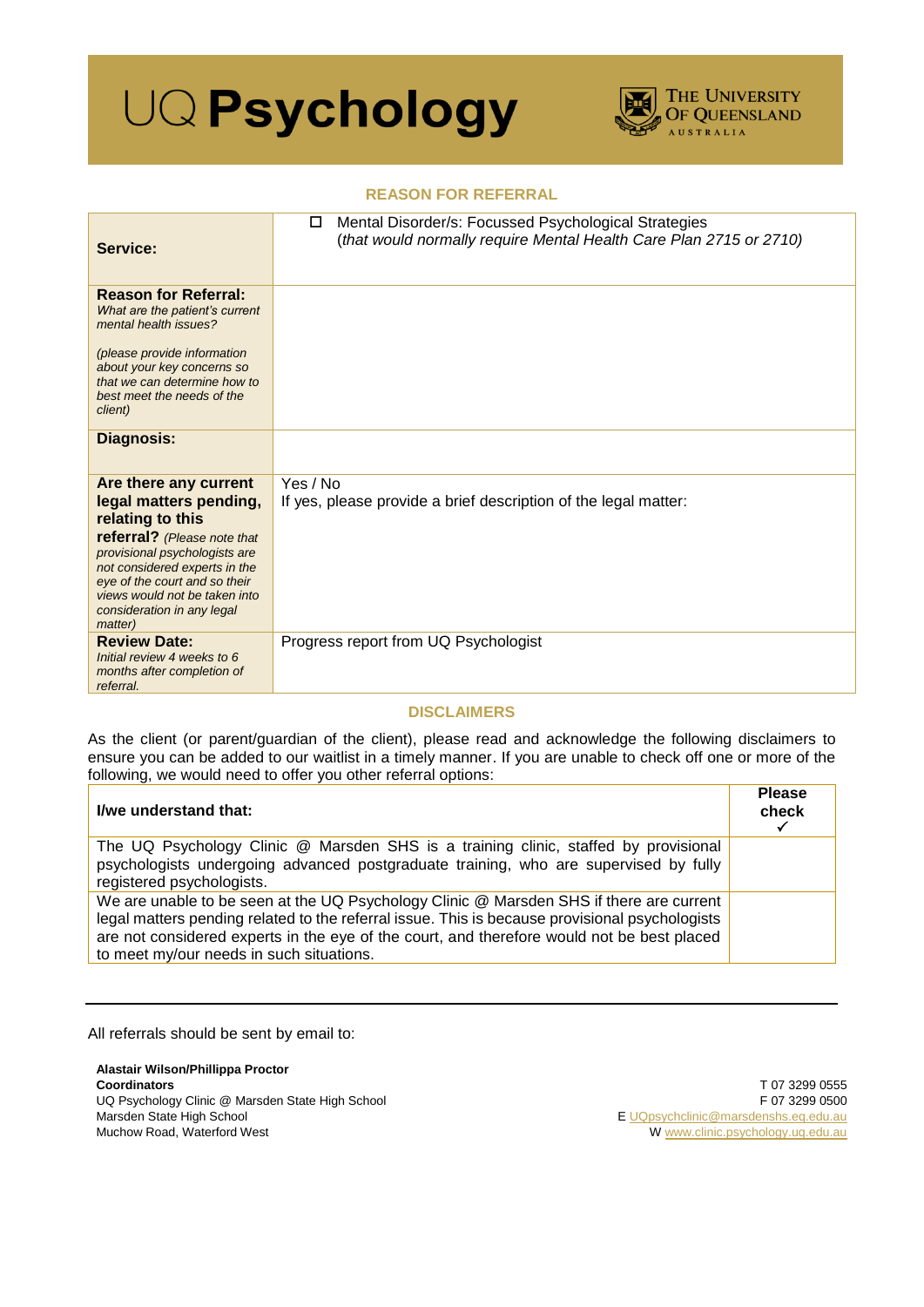# UQ Psychology

THE UNIVERSITY OF QUEENSLAND AUSTRALIA

## REASON FOR REFERRAL

| | |
|---|---|
| **Service:** | ☐ Mental Disorder/s: Focussed Psychological Strategies (*that would normally require Mental Health Care Plan 2715 or 2710)* |
| **Reason for Referral:** *What are the patient's current mental health issues?* *(please provide information about your key concerns so that we can determine how to best meet the needs of the client)* | |
| **Diagnosis:** | |
| **Are there any current legal matters pending, relating to this referral?** *(Please note that provisional psychologists are not considered experts in the eye of the court and so their views would not be taken into consideration in any legal matter)* | Yes / No<br>If yes, please provide a brief description of the legal matter: |
| **Review Date:** *Initial review 4 weeks to 6 months after completion of referral.* | Progress report from UQ Psychologist |

## DISCLAIMERS

As the client (or parent/guardian of the client), please read and acknowledge the following disclaimers to ensure you can be added to our waitlist in a timely manner. If you are unable to check off one or more of the following, we would need to offer you other referral options:

| I/we understand that: | Please check ✓ |
|---|---|
| The UQ Psychology Clinic @ Marsden SHS is a training clinic, staffed by provisional psychologists undergoing advanced postgraduate training, who are supervised by fully registered psychologists. | |
| We are unable to be seen at the UQ Psychology Clinic @ Marsden SHS if there are current legal matters pending related to the referral issue. This is because provisional psychologists are not considered experts in the eye of the court, and therefore would not be best placed to meet my/our needs in such situations. | |

---

All referrals should be sent by email to:

**Alastair Wilson/Phillippa Proctor**
**Coordinators**
UQ Psychology Clinic @ Marsden State High School
Marsden State High School
Muchow Road, Waterford West

T 07 3299 0555
F 07 3299 0500
E UQpsychclinic@marsdenshs.eq.edu.au
W www.clinic.psychology.uq.edu.au